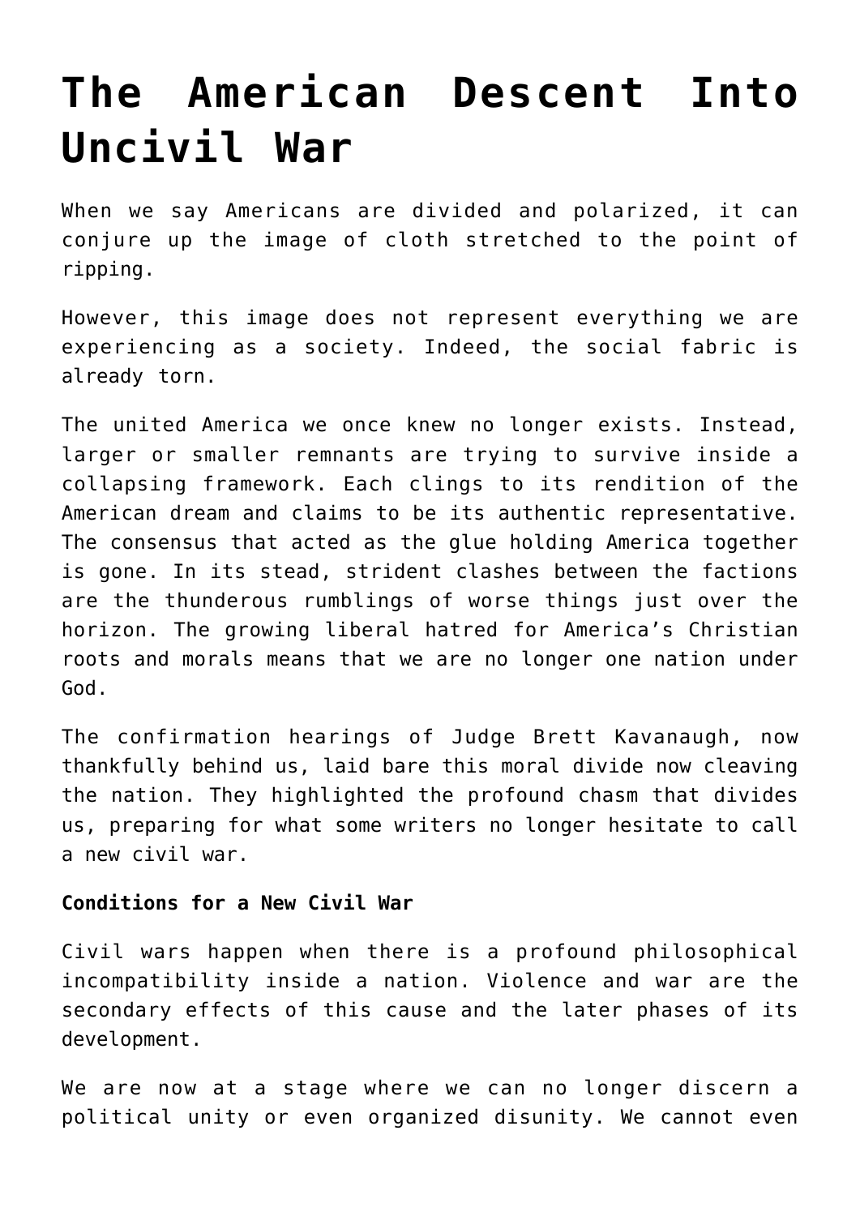# The American Descent Into Uncivil War

When we say Americans are divided and polarized, it can conjure up the image of cloth stretched to the point of ripping.

However, this image does not represent everything we are experiencing as a society. Indeed, the social fabric is already torn.

The united America we once knew no longer exists. Instead, larger or smaller remnants are trying to survive inside a collapsing framework. Each clings to its rendition of the American dream and claims to be its authentic representative. The consensus that acted as the glue holding America together is gone. In its stead, strident clashes between the factions are the thunderous rumblings of worse things just over the horizon. The growing liberal hatred for America's Christian roots and morals means that we are no longer one nation under God.

The confirmation hearings of Judge Brett Kavanaugh, now thankfully behind us, laid bare this moral divide now cleaving the nation. They highlighted the profound chasm that divides us, preparing for what some writers no longer hesitate to call a new civil war.

**Conditions for a New Civil War**

Civil wars happen when there is a profound philosophical incompatibility inside a nation. Violence and war are the secondary effects of this cause and the later phases of its development.

We are now at a stage where we can no longer discern a political unity or even organized disunity. We cannot even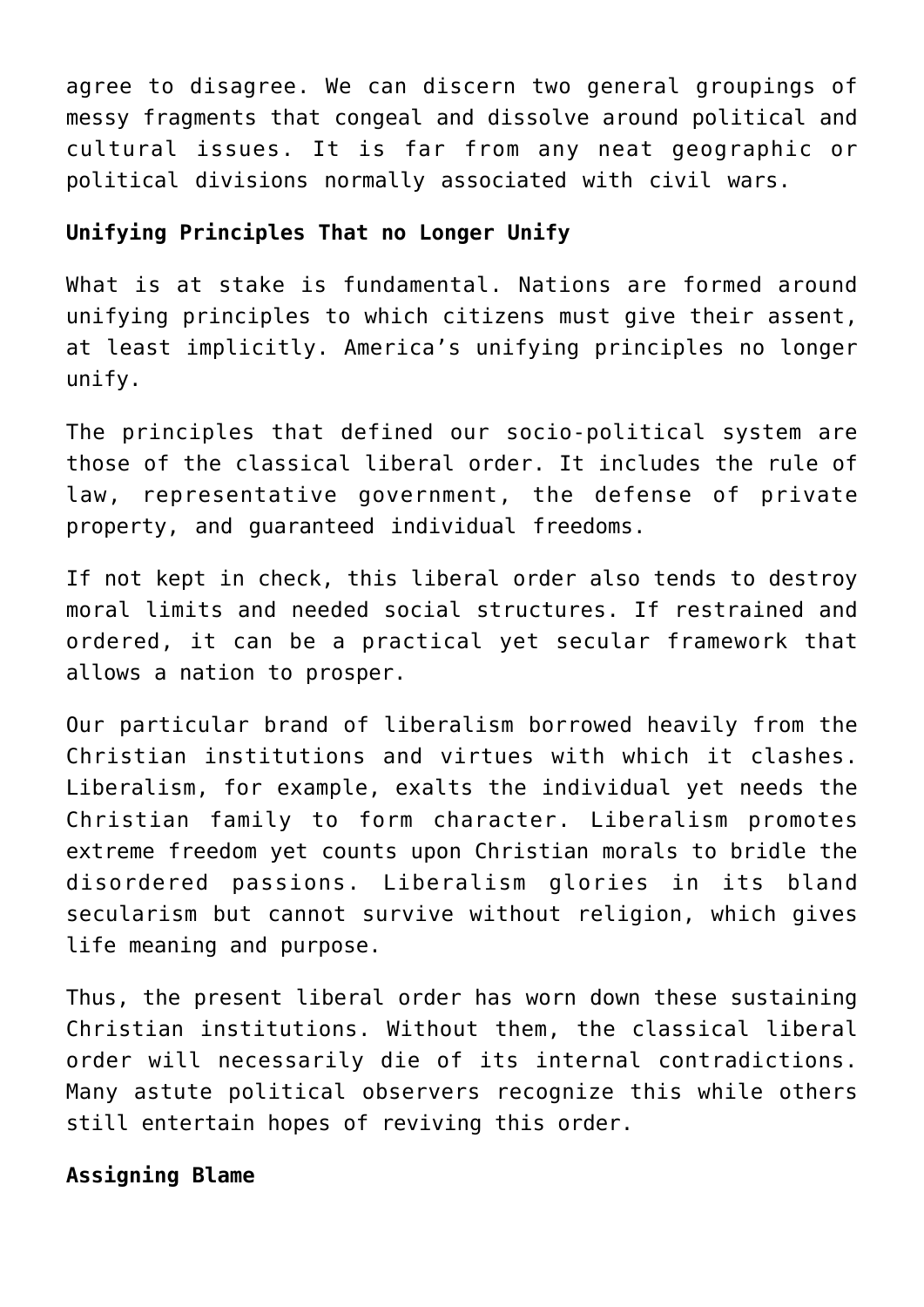agree to disagree. We can discern two general groupings of messy fragments that congeal and dissolve around political and cultural issues. It is far from any neat geographic or political divisions normally associated with civil wars.

**Unifying Principles That no Longer Unify**

What is at stake is fundamental. Nations are formed around unifying principles to which citizens must give their assent, at least implicitly. America's unifying principles no longer unify.

The principles that defined our socio-political system are those of the classical liberal order. It includes the rule of law, representative government, the defense of private property, and guaranteed individual freedoms.

If not kept in check, this liberal order also tends to destroy moral limits and needed social structures. If restrained and ordered, it can be a practical yet secular framework that allows a nation to prosper.

Our particular brand of liberalism borrowed heavily from the Christian institutions and virtues with which it clashes. Liberalism, for example, exalts the individual yet needs the Christian family to form character. Liberalism promotes extreme freedom yet counts upon Christian morals to bridle the disordered passions. Liberalism glories in its bland secularism but cannot survive without religion, which gives life meaning and purpose.

Thus, the present liberal order has worn down these sustaining Christian institutions. Without them, the classical liberal order will necessarily die of its internal contradictions. Many astute political observers recognize this while others still entertain hopes of reviving this order.

**Assigning Blame**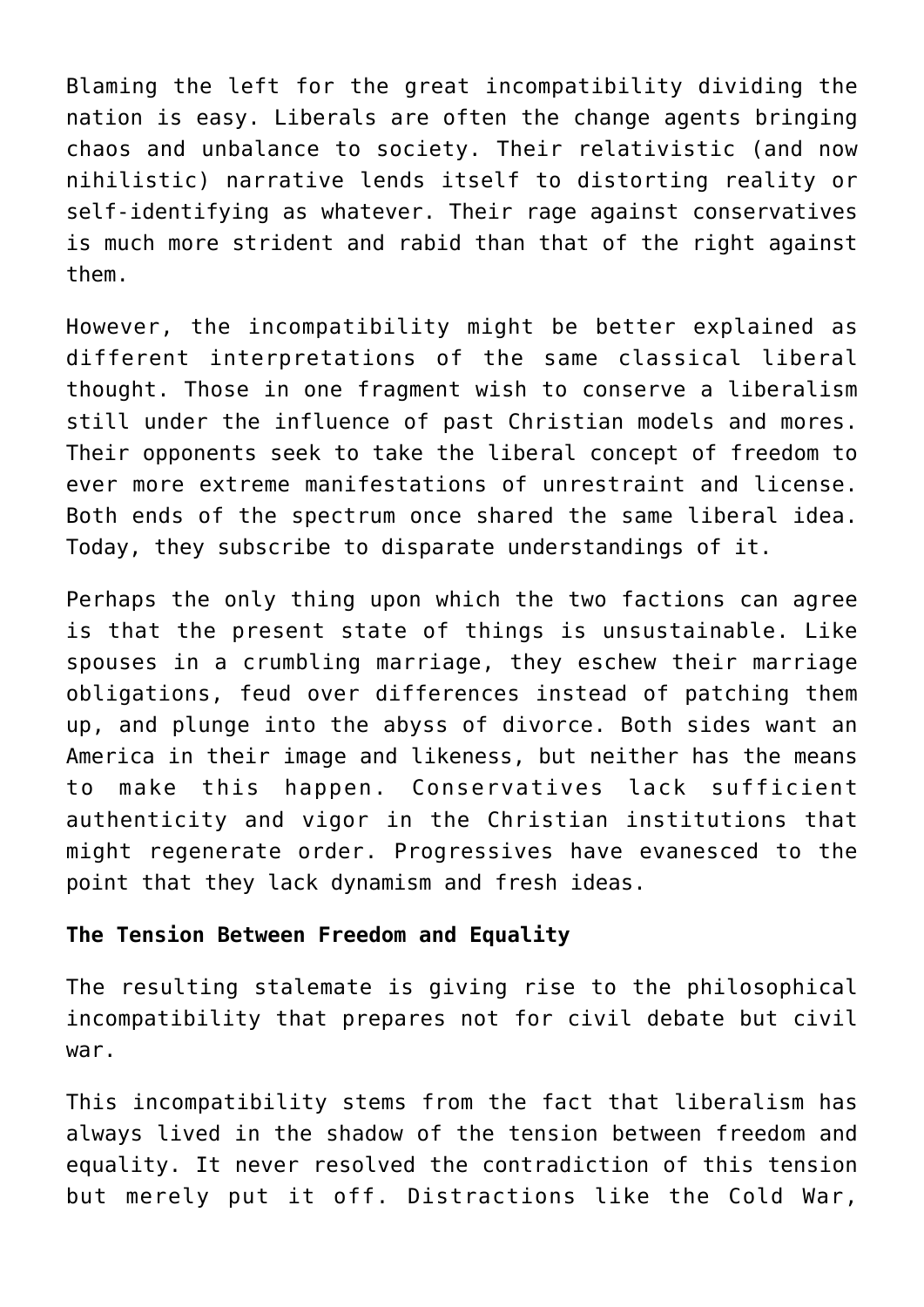Blaming the left for the great incompatibility dividing the nation is easy. Liberals are often the change agents bringing chaos and unbalance to society. Their relativistic (and now nihilistic) narrative lends itself to distorting reality or self-identifying as whatever. Their rage against conservatives is much more strident and rabid than that of the right against them.

However, the incompatibility might be better explained as different interpretations of the same classical liberal thought. Those in one fragment wish to conserve a liberalism still under the influence of past Christian models and mores. Their opponents seek to take the liberal concept of freedom to ever more extreme manifestations of unrestraint and license. Both ends of the spectrum once shared the same liberal idea. Today, they subscribe to disparate understandings of it.

Perhaps the only thing upon which the two factions can agree is that the present state of things is unsustainable. Like spouses in a crumbling marriage, they eschew their marriage obligations, feud over differences instead of patching them up, and plunge into the abyss of divorce. Both sides want an America in their image and likeness, but neither has the means to make this happen. Conservatives lack sufficient authenticity and vigor in the Christian institutions that might regenerate order. Progressives have evanesced to the point that they lack dynamism and fresh ideas.

**The Tension Between Freedom and Equality**

The resulting stalemate is giving rise to the philosophical incompatibility that prepares not for civil debate but civil war.

This incompatibility stems from the fact that liberalism has always lived in the shadow of the tension between freedom and equality. It never resolved the contradiction of this tension but merely put it off. Distractions like the Cold War,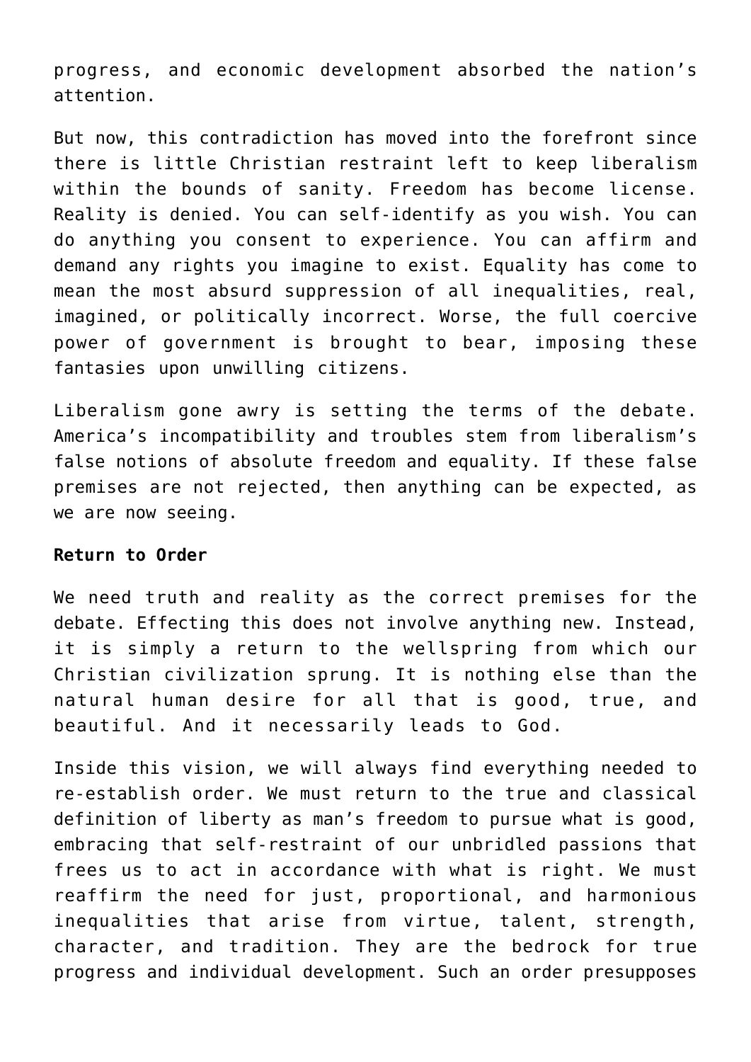progress, and economic development absorbed the nation's attention.

But now, this contradiction has moved into the forefront since there is little Christian restraint left to keep liberalism within the bounds of sanity. Freedom has become license. Reality is denied. You can self-identify as you wish. You can do anything you consent to experience. You can affirm and demand any rights you imagine to exist. Equality has come to mean the most absurd suppression of all inequalities, real, imagined, or politically incorrect. Worse, the full coercive power of government is brought to bear, imposing these fantasies upon unwilling citizens.

Liberalism gone awry is setting the terms of the debate. America's incompatibility and troubles stem from liberalism's false notions of absolute freedom and equality. If these false premises are not rejected, then anything can be expected, as we are now seeing.

**Return to Order**

We need truth and reality as the correct premises for the debate. Effecting this does not involve anything new. Instead, it is simply a return to the wellspring from which our Christian civilization sprung. It is nothing else than the natural human desire for all that is good, true, and beautiful. And it necessarily leads to God.

Inside this vision, we will always find everything needed to re-establish order. We must return to the true and classical definition of liberty as man's freedom to pursue what is good, embracing that self-restraint of our unbridled passions that frees us to act in accordance with what is right. We must reaffirm the need for just, proportional, and harmonious inequalities that arise from virtue, talent, strength, character, and tradition. They are the bedrock for true progress and individual development. Such an order presupposes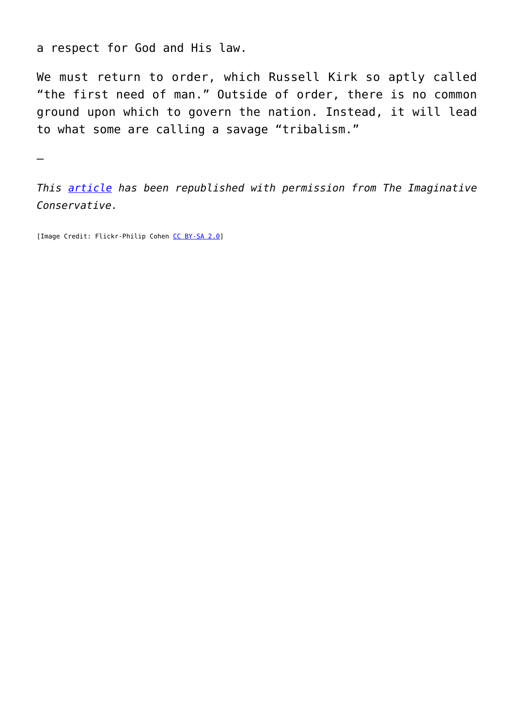a respect for God and His law.

We must return to order, which Russell Kirk so aptly called “the first need of man.” Outside of order, there is no common ground upon which to govern the nation. Instead, it will lead to what some are calling a savage “tribalism.”

—

*This article has been republished with permission from The Imaginative Conservative.*

[Image Credit: Flickr-Philip Cohen CC BY-SA 2.0]